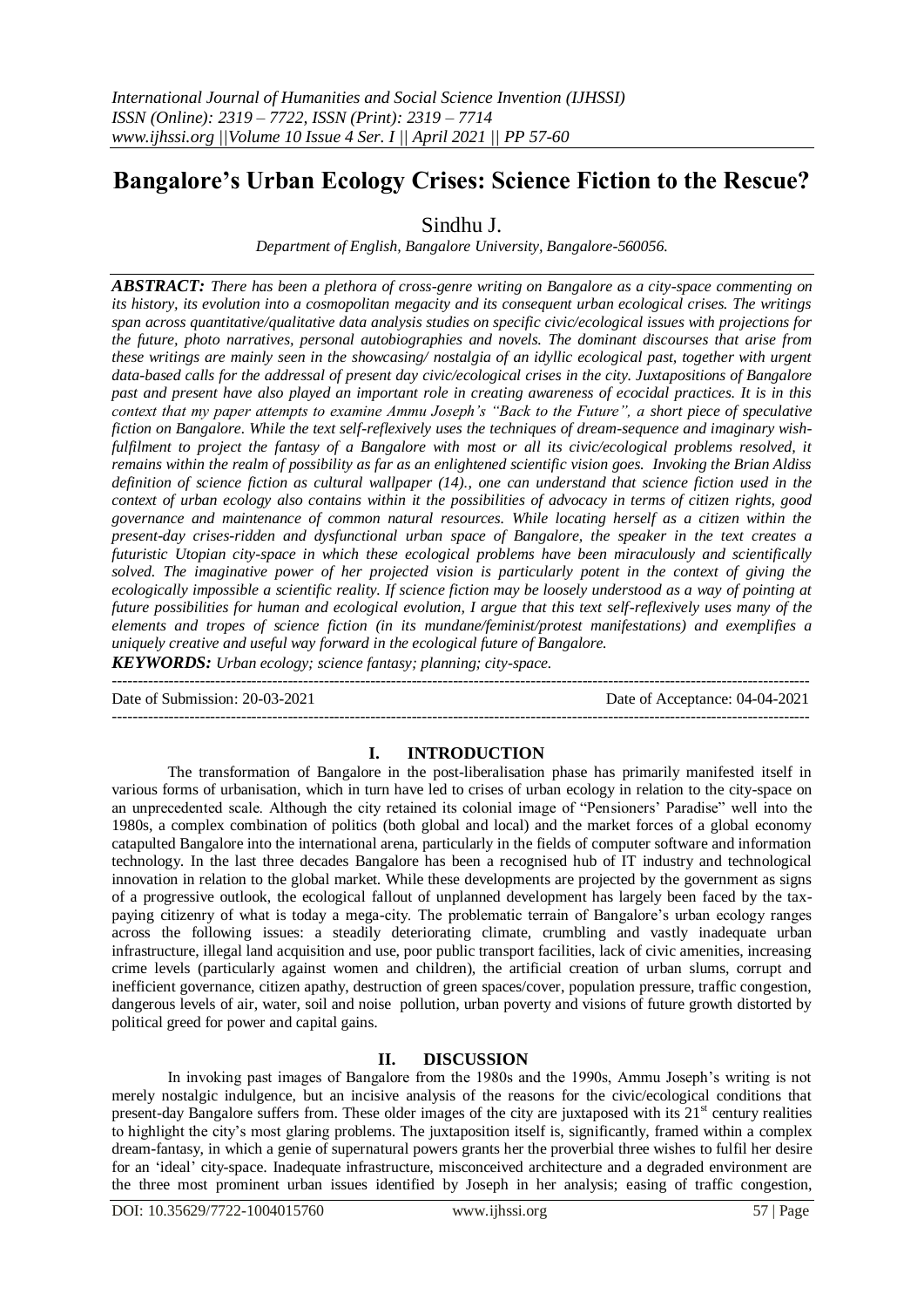# Bangalore's Urban Ecology Crises: Science Fiction to the Rescue?

Sindhu J.

*Department of English, Bangalore University, Bangalore-560056.*

***ABSTRACT:*** *There has been a plethora of cross-genre writing on Bangalore as a city-space commenting on its history, its evolution into a cosmopolitan megacity and its consequent urban ecological crises. The writings span across quantitative/qualitative data analysis studies on specific civic/ecological issues with projections for the future, photo narratives, personal autobiographies and novels. The dominant discourses that arise from these writings are mainly seen in the showcasing/ nostalgia of an idyllic ecological past, together with urgent data-based calls for the addressal of present day civic/ecological crises in the city. Juxtapositions of Bangalore past and present have also played an important role in creating awareness of ecocidal practices. It is in this context that my paper attempts to examine Ammu Joseph's "Back to the Future", a short piece of speculative fiction on Bangalore. While the text self-reflexively uses the techniques of dream-sequence and imaginary wish-fulfilment to project the fantasy of a Bangalore with most or all its civic/ecological problems resolved, it remains within the realm of possibility as far as an enlightened scientific vision goes. Invoking the Brian Aldiss definition of science fiction as cultural wallpaper (14)., one can understand that science fiction used in the context of urban ecology also contains within it the possibilities of advocacy in terms of citizen rights, good governance and maintenance of common natural resources. While locating herself as a citizen within the present-day crises-ridden and dysfunctional urban space of Bangalore, the speaker in the text creates a futuristic Utopian city-space in which these ecological problems have been miraculously and scientifically solved. The imaginative power of her projected vision is particularly potent in the context of giving the ecologically impossible a scientific reality. If science fiction may be loosely understood as a way of pointing at future possibilities for human and ecological evolution, I argue that this text self-reflexively uses many of the elements and tropes of science fiction (in its mundane/feminist/protest manifestations) and exemplifies a uniquely creative and useful way forward in the ecological future of Bangalore.*

***KEYWORDS:*** *Urban ecology; science fantasy; planning; city-space.*

Date of Submission: 20-03-2021 — Date of Acceptance: 04-04-2021

## I. INTRODUCTION

The transformation of Bangalore in the post-liberalisation phase has primarily manifested itself in various forms of urbanisation, which in turn have led to crises of urban ecology in relation to the city-space on an unprecedented scale. Although the city retained its colonial image of "Pensioners' Paradise" well into the 1980s, a complex combination of politics (both global and local) and the market forces of a global economy catapulted Bangalore into the international arena, particularly in the fields of computer software and information technology. In the last three decades Bangalore has been a recognised hub of IT industry and technological innovation in relation to the global market. While these developments are projected by the government as signs of a progressive outlook, the ecological fallout of unplanned development has largely been faced by the tax-paying citizenry of what is today a mega-city. The problematic terrain of Bangalore's urban ecology ranges across the following issues: a steadily deteriorating climate, crumbling and vastly inadequate urban infrastructure, illegal land acquisition and use, poor public transport facilities, lack of civic amenities, increasing crime levels (particularly against women and children), the artificial creation of urban slums, corrupt and inefficient governance, citizen apathy, destruction of green spaces/cover, population pressure, traffic congestion, dangerous levels of air, water, soil and noise pollution, urban poverty and visions of future growth distorted by political greed for power and capital gains.

## II. DISCUSSION

In invoking past images of Bangalore from the 1980s and the 1990s, Ammu Joseph's writing is not merely nostalgic indulgence, but an incisive analysis of the reasons for the civic/ecological conditions that present-day Bangalore suffers from. These older images of the city are juxtaposed with its 21st century realities to highlight the city's most glaring problems. The juxtaposition itself is, significantly, framed within a complex dream-fantasy, in which a genie of supernatural powers grants her the proverbial three wishes to fulfil her desire for an 'ideal' city-space. Inadequate infrastructure, misconceived architecture and a degraded environment are the three most prominent urban issues identified by Joseph in her analysis; easing of traffic congestion,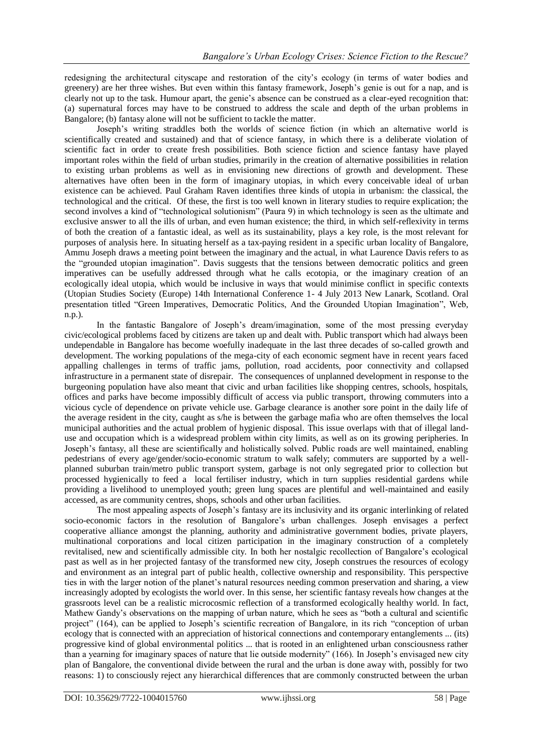redesigning the architectural cityscape and restoration of the city's ecology (in terms of water bodies and greenery) are her three wishes. But even within this fantasy framework, Joseph's genie is out for a nap, and is clearly not up to the task. Humour apart, the genie's absence can be construed as a clear-eyed recognition that: (a) supernatural forces may have to be construed to address the scale and depth of the urban problems in Bangalore; (b) fantasy alone will not be sufficient to tackle the matter.

Joseph's writing straddles both the worlds of science fiction (in which an alternative world is scientifically created and sustained) and that of science fantasy, in which there is a deliberate violation of scientific fact in order to create fresh possibilities. Both science fiction and science fantasy have played important roles within the field of urban studies, primarily in the creation of alternative possibilities in relation to existing urban problems as well as in envisioning new directions of growth and development. These alternatives have often been in the form of imaginary utopias, in which every conceivable ideal of urban existence can be achieved. Paul Graham Raven identifies three kinds of utopia in urbanism: the classical, the technological and the critical. Of these, the first is too well known in literary studies to require explication; the second involves a kind of "technological solutionism" (Paura 9) in which technology is seen as the ultimate and exclusive answer to all the ills of urban, and even human existence; the third, in which self-reflexivity in terms of both the creation of a fantastic ideal, as well as its sustainability, plays a key role, is the most relevant for purposes of analysis here. In situating herself as a tax-paying resident in a specific urban locality of Bangalore, Ammu Joseph draws a meeting point between the imaginary and the actual, in what Laurence Davis refers to as the "grounded utopian imagination". Davis suggests that the tensions between democratic politics and green imperatives can be usefully addressed through what he calls ecotopia, or the imaginary creation of an ecologically ideal utopia, which would be inclusive in ways that would minimise conflict in specific contexts (Utopian Studies Society (Europe) 14th International Conference 1- 4 July 2013 New Lanark, Scotland. Oral presentation titled "Green Imperatives, Democratic Politics, And the Grounded Utopian Imagination", Web, n.p.).

In the fantastic Bangalore of Joseph's dream/imagination, some of the most pressing everyday civic/ecological problems faced by citizens are taken up and dealt with. Public transport which had always been undependable in Bangalore has become woefully inadequate in the last three decades of so-called growth and development. The working populations of the mega-city of each economic segment have in recent years faced appalling challenges in terms of traffic jams, pollution, road accidents, poor connectivity and collapsed infrastructure in a permanent state of disrepair. The consequences of unplanned development in response to the burgeoning population have also meant that civic and urban facilities like shopping centres, schools, hospitals, offices and parks have become impossibly difficult of access via public transport, throwing commuters into a vicious cycle of dependence on private vehicle use. Garbage clearance is another sore point in the daily life of the average resident in the city, caught as s/he is between the garbage mafia who are often themselves the local municipal authorities and the actual problem of hygienic disposal. This issue overlaps with that of illegal land-use and occupation which is a widespread problem within city limits, as well as on its growing peripheries. In Joseph's fantasy, all these are scientifically and holistically solved. Public roads are well maintained, enabling pedestrians of every age/gender/socio-economic stratum to walk safely; commuters are supported by a well-planned suburban train/metro public transport system, garbage is not only segregated prior to collection but processed hygienically to feed a local fertiliser industry, which in turn supplies residential gardens while providing a livelihood to unemployed youth; green lung spaces are plentiful and well-maintained and easily accessed, as are community centres, shops, schools and other urban facilities.

The most appealing aspects of Joseph's fantasy are its inclusivity and its organic interlinking of related socio-economic factors in the resolution of Bangalore's urban challenges. Joseph envisages a perfect cooperative alliance amongst the planning, authority and administrative government bodies, private players, multinational corporations and local citizen participation in the imaginary construction of a completely revitalised, new and scientifically admissible city. In both her nostalgic recollection of Bangalore's ecological past as well as in her projected fantasy of the transformed new city, Joseph construes the resources of ecology and environment as an integral part of public health, collective ownership and responsibility. This perspective ties in with the larger notion of the planet's natural resources needing common preservation and sharing, a view increasingly adopted by ecologists the world over. In this sense, her scientific fantasy reveals how changes at the grassroots level can be a realistic microcosmic reflection of a transformed ecologically healthy world. In fact, Mathew Gandy's observations on the mapping of urban nature, which he sees as "both a cultural and scientific project" (164), can be applied to Joseph's scientific recreation of Bangalore, in its rich "conception of urban ecology that is connected with an appreciation of historical connections and contemporary entanglements ... (its) progressive kind of global environmental politics ... that is rooted in an enlightened urban consciousness rather than a yearning for imaginary spaces of nature that lie outside modernity" (166). In Joseph's envisaged new city plan of Bangalore, the conventional divide between the rural and the urban is done away with, possibly for two reasons: 1) to consciously reject any hierarchical differences that are commonly constructed between the urban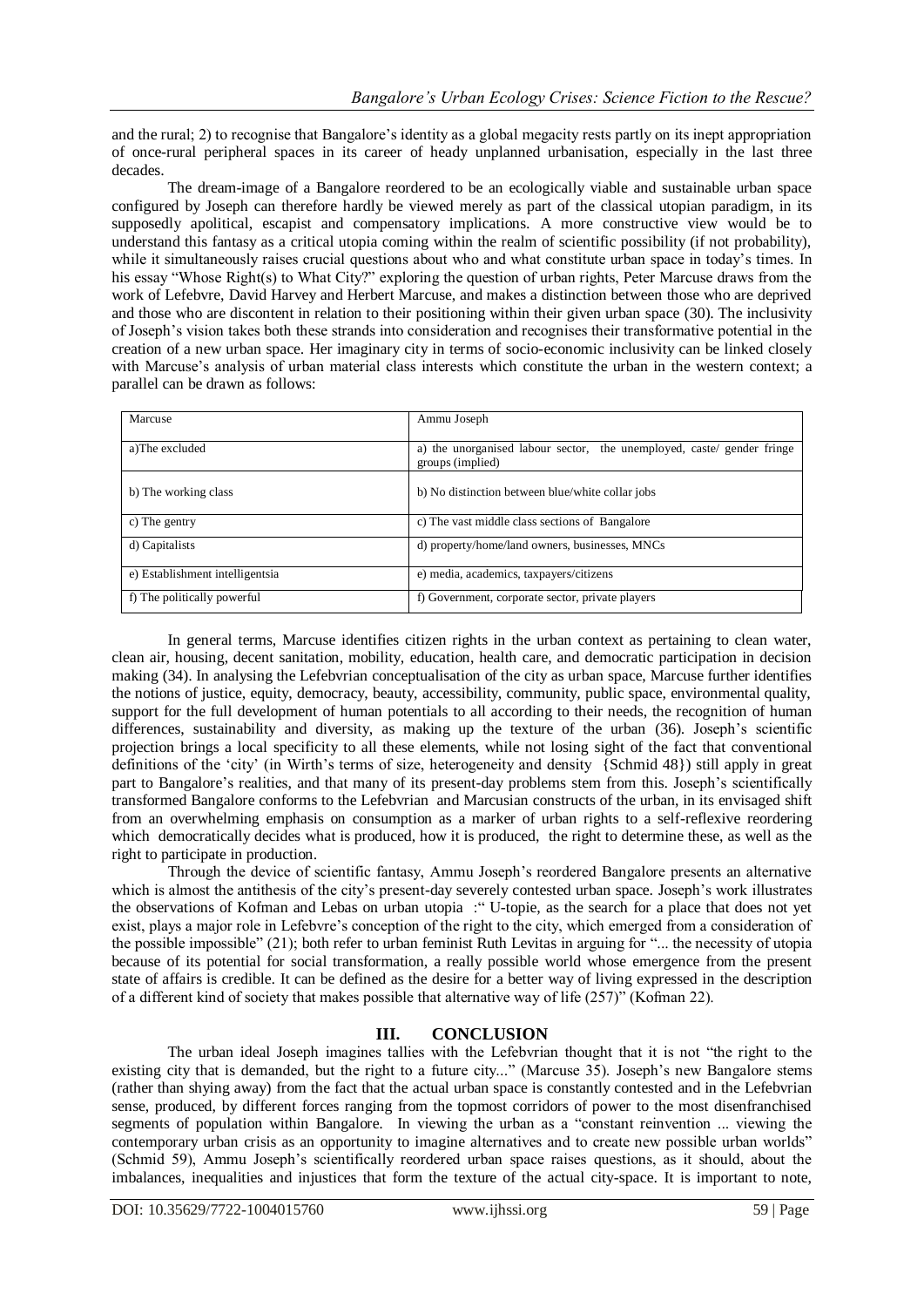and the rural; 2) to recognise that Bangalore's identity as a global megacity rests partly on its inept appropriation of once-rural peripheral spaces in its career of heady unplanned urbanisation, especially in the last three decades.

The dream-image of a Bangalore reordered to be an ecologically viable and sustainable urban space configured by Joseph can therefore hardly be viewed merely as part of the classical utopian paradigm, in its supposedly apolitical, escapist and compensatory implications. A more constructive view would be to understand this fantasy as a critical utopia coming within the realm of scientific possibility (if not probability), while it simultaneously raises crucial questions about who and what constitute urban space in today's times. In his essay "Whose Right(s) to What City?" exploring the question of urban rights, Peter Marcuse draws from the work of Lefebvre, David Harvey and Herbert Marcuse, and makes a distinction between those who are deprived and those who are discontent in relation to their positioning within their given urban space (30). The inclusivity of Joseph's vision takes both these strands into consideration and recognises their transformative potential in the creation of a new urban space. Her imaginary city in terms of socio-economic inclusivity can be linked closely with Marcuse's analysis of urban material class interests which constitute the urban in the western context; a parallel can be drawn as follows:

| Marcuse | Ammu Joseph |
|---|---|
| a)The excluded | a) the unorganised labour sector, the unemployed, caste/ gender fringe groups (implied) |
| b) The working class | b) No distinction between blue/white collar jobs |
| c) The gentry | c) The vast middle class sections of Bangalore |
| d) Capitalists | d) property/home/land owners, businesses, MNCs |
| e) Establishment intelligentsia | e) media, academics, taxpayers/citizens |
| f) The politically powerful | f) Government, corporate sector, private players |

In general terms, Marcuse identifies citizen rights in the urban context as pertaining to clean water, clean air, housing, decent sanitation, mobility, education, health care, and democratic participation in decision making (34). In analysing the Lefebvrian conceptualisation of the city as urban space, Marcuse further identifies the notions of justice, equity, democracy, beauty, accessibility, community, public space, environmental quality, support for the full development of human potentials to all according to their needs, the recognition of human differences, sustainability and diversity, as making up the texture of the urban (36). Joseph's scientific projection brings a local specificity to all these elements, while not losing sight of the fact that conventional definitions of the 'city' (in Wirth's terms of size, heterogeneity and density {Schmid 48}) still apply in great part to Bangalore's realities, and that many of its present-day problems stem from this. Joseph's scientifically transformed Bangalore conforms to the Lefebvrian and Marcusian constructs of the urban, in its envisaged shift from an overwhelming emphasis on consumption as a marker of urban rights to a self-reflexive reordering which democratically decides what is produced, how it is produced, the right to determine these, as well as the right to participate in production.

Through the device of scientific fantasy, Ammu Joseph's reordered Bangalore presents an alternative which is almost the antithesis of the city's present-day severely contested urban space. Joseph's work illustrates the observations of Kofman and Lebas on urban utopia :" U-topie, as the search for a place that does not yet exist, plays a major role in Lefebvre's conception of the right to the city, which emerged from a consideration of the possible impossible" (21); both refer to urban feminist Ruth Levitas in arguing for "... the necessity of utopia because of its potential for social transformation, a really possible world whose emergence from the present state of affairs is credible. It can be defined as the desire for a better way of living expressed in the description of a different kind of society that makes possible that alternative way of life (257)" (Kofman 22).

## III. CONCLUSION

The urban ideal Joseph imagines tallies with the Lefebvrian thought that it is not "the right to the existing city that is demanded, but the right to a future city..." (Marcuse 35). Joseph's new Bangalore stems (rather than shying away) from the fact that the actual urban space is constantly contested and in the Lefebvrian sense, produced, by different forces ranging from the topmost corridors of power to the most disenfranchised segments of population within Bangalore. In viewing the urban as a "constant reinvention ... viewing the contemporary urban crisis as an opportunity to imagine alternatives and to create new possible urban worlds" (Schmid 59), Ammu Joseph's scientifically reordered urban space raises questions, as it should, about the imbalances, inequalities and injustices that form the texture of the actual city-space. It is important to note,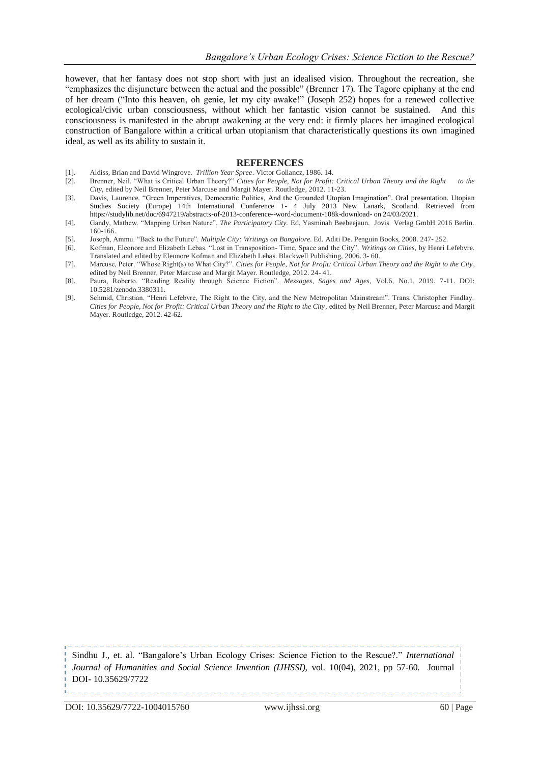however, that her fantasy does not stop short with just an idealised vision. Throughout the recreation, she "emphasizes the disjuncture between the actual and the possible" (Brenner 17). The Tagore epiphany at the end of her dream ("Into this heaven, oh genie, let my city awake!" (Joseph 252) hopes for a renewed collective ecological/civic urban consciousness, without which her fantastic vision cannot be sustained. And this consciousness is manifested in the abrupt awakening at the very end: it firmly places her imagined ecological construction of Bangalore within a critical urban utopianism that characteristically questions its own imagined ideal, as well as its ability to sustain it.

## REFERENCES

[1]. Aldiss, Brian and David Wingrove. *Trillion Year Spree*. Victor Gollancz, 1986. 14.

[2]. Brenner, Neil. "What is Critical Urban Theory?" *Cities for People, Not for Profit: Critical Urban Theory and the Right to the City*, edited by Neil Brenner, Peter Marcuse and Margit Mayer. Routledge, 2012. 11-23.

[3]. Davis, Laurence. "Green Imperatives, Democratic Politics, And the Grounded Utopian Imagination". Oral presentation. Utopian Studies Society (Europe) 14th International Conference 1- 4 July 2013 New Lanark, Scotland. Retrieved from https://studylib.net/doc/6947219/abstracts-of-2013-conference--word-document-108k-download- on 24/03/2021.

[4]. Gandy, Mathew. "Mapping Urban Nature". *The Participatory City*. Ed. Yasminah Beebeejaun. Jovis Verlag GmbH 2016 Berlin. 160-166.

[5]. Joseph, Ammu. "Back to the Future". *Multiple City: Writings on Bangalore*. Ed. Aditi De. Penguin Books, 2008. 247- 252.

[6]. Kofman, Eleonore and Elizabeth Lebas. "Lost in Transposition- Time, Space and the City". *Writings on Cities*, by Henri Lefebvre. Translated and edited by Eleonore Kofman and Elizabeth Lebas. Blackwell Publishing, 2006. 3- 60.

[7]. Marcuse, Peter. "Whose Right(s) to What City?". *Cities for People, Not for Profit: Critical Urban Theory and the Right to the City*, edited by Neil Brenner, Peter Marcuse and Margit Mayer. Routledge, 2012. 24- 41.

[8]. Paura, Roberto. "Reading Reality through Science Fiction". *Messages, Sages and Ages*, Vol.6, No.1, 2019. 7-11. DOI: 10.5281/zenodo.3380311.

[9]. Schmid, Christian. "Henri Lefebvre, The Right to the City, and the New Metropolitan Mainstream". Trans. Christopher Findlay. *Cities for People, Not for Profit: Critical Urban Theory and the Right to the City*, edited by Neil Brenner, Peter Marcuse and Margit Mayer. Routledge, 2012. 42-62.

Sindhu J., et. al. "Bangalore's Urban Ecology Crises: Science Fiction to the Rescue?." *International Journal of Humanities and Social Science Invention (IJHSSI)*, vol. 10(04), 2021, pp 57-60. Journal DOI- 10.35629/7722